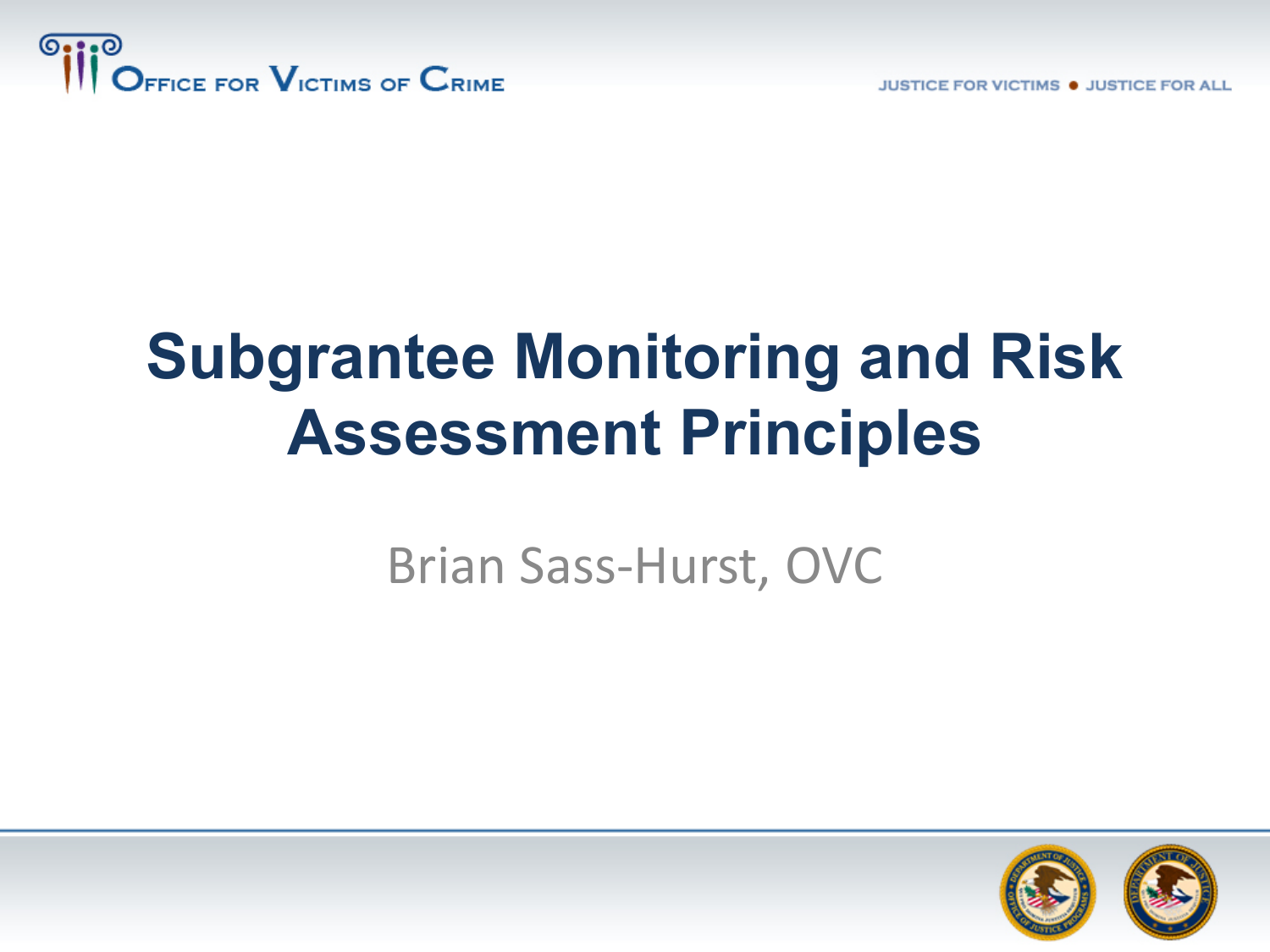# Subgrantee Monitoring and Risk Assessment Principles

Brian Sass-Hurst, OVC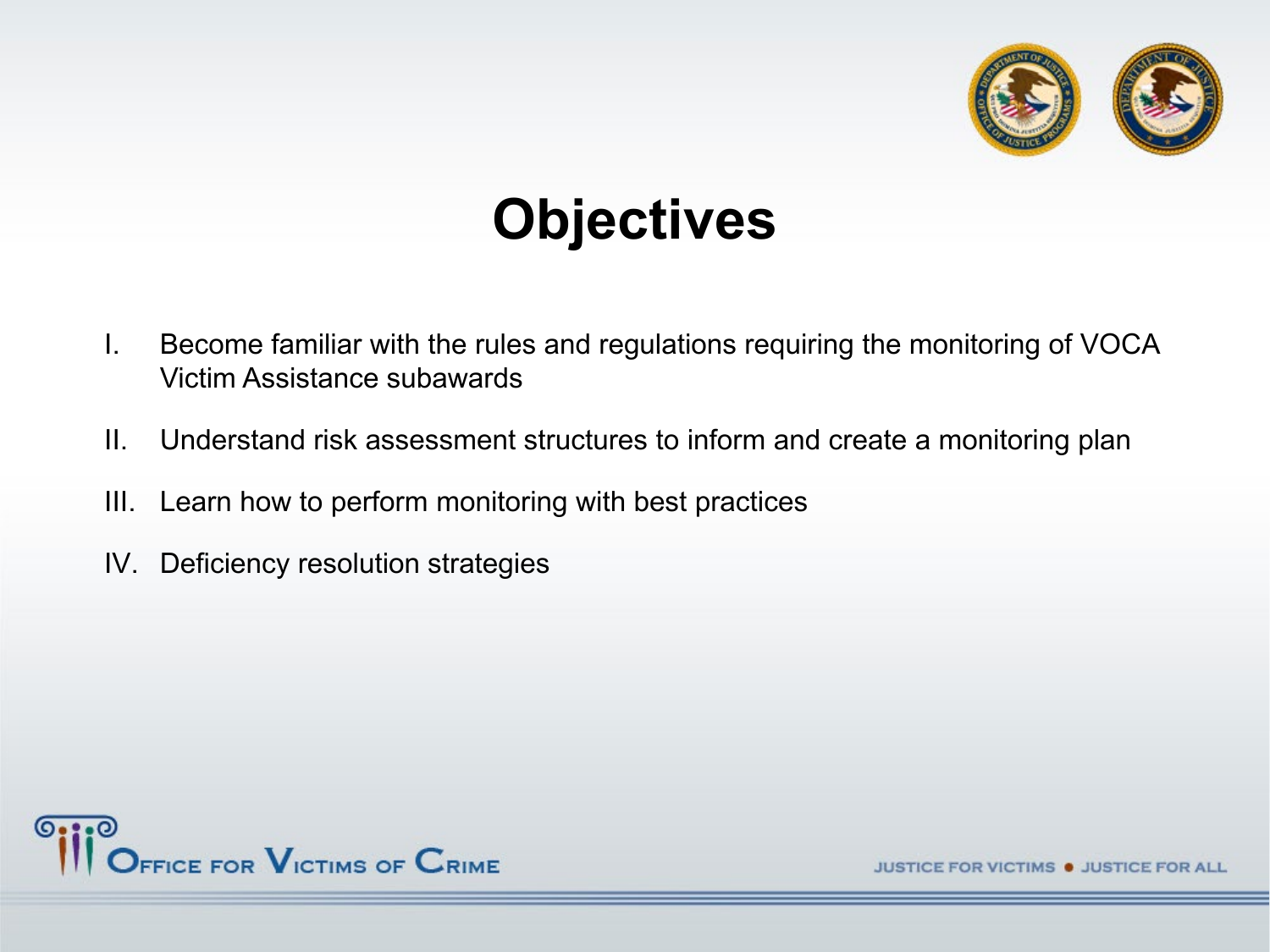# Objectives

I. Become familiar with the rules and regulations requiring the monitoring of VOCA Victim Assistance subawards

II. Understand risk assessment structures to inform and create a monitoring plan

III. Learn how to perform monitoring with best practices

IV. Deficiency resolution strategies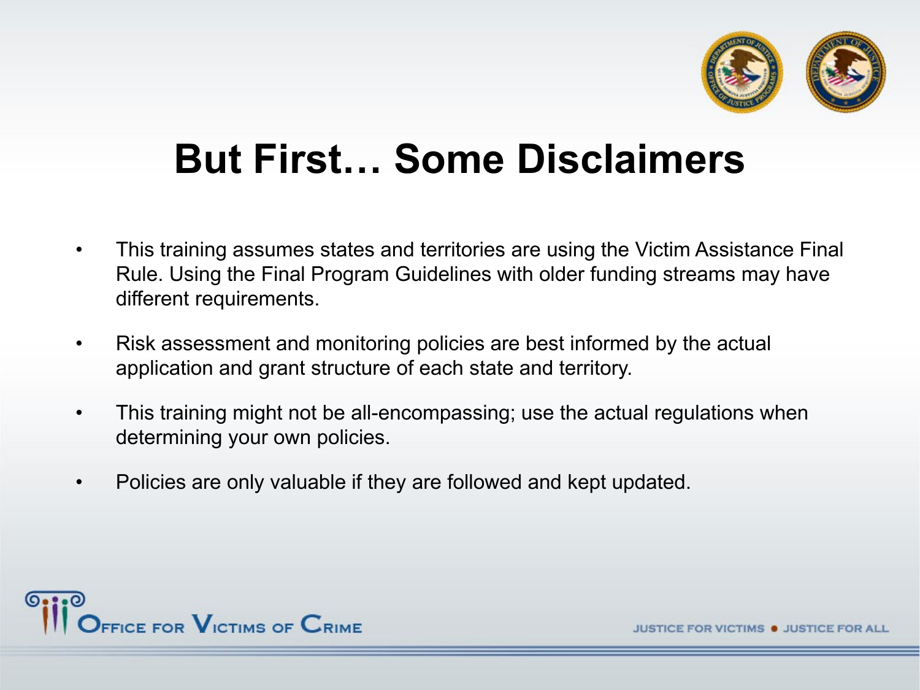# But First… Some Disclaimers

- This training assumes states and territories are using the Victim Assistance Final Rule. Using the Final Program Guidelines with older funding streams may have different requirements.
- Risk assessment and monitoring policies are best informed by the actual application and grant structure of each state and territory.
- This training might not be all-encompassing; use the actual regulations when determining your own policies.
- Policies are only valuable if they are followed and kept updated.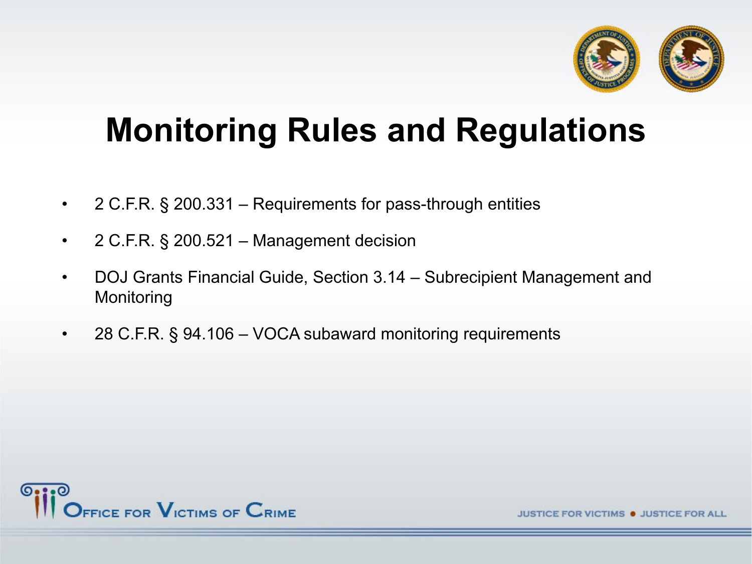# Monitoring Rules and Regulations

- 2 C.F.R. § 200.331 – Requirements for pass-through entities
- 2 C.F.R. § 200.521 – Management decision
- DOJ Grants Financial Guide, Section 3.14 – Subrecipient Management and Monitoring
- 28 C.F.R. § 94.106 – VOCA subaward monitoring requirements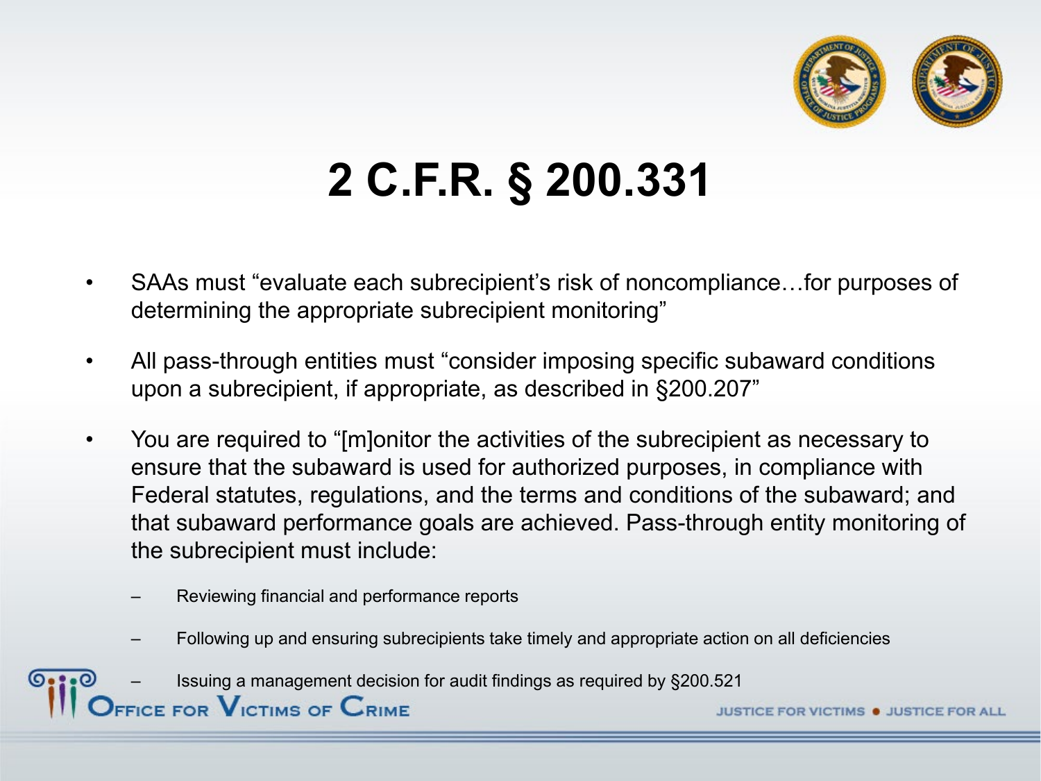# 2 C.F.R. § 200.331

- SAAs must "evaluate each subrecipient's risk of noncompliance…for purposes of determining the appropriate subrecipient monitoring"
- All pass-through entities must "consider imposing specific subaward conditions upon a subrecipient, if appropriate, as described in §200.207"
- You are required to "[m]onitor the activities of the subrecipient as necessary to ensure that the subaward is used for authorized purposes, in compliance with Federal statutes, regulations, and the terms and conditions of the subaward; and that subaward performance goals are achieved. Pass-through entity monitoring of the subrecipient must include:
  - Reviewing financial and performance reports
  - Following up and ensuring subrecipients take timely and appropriate action on all deficiencies
  - Issuing a management decision for audit findings as required by §200.521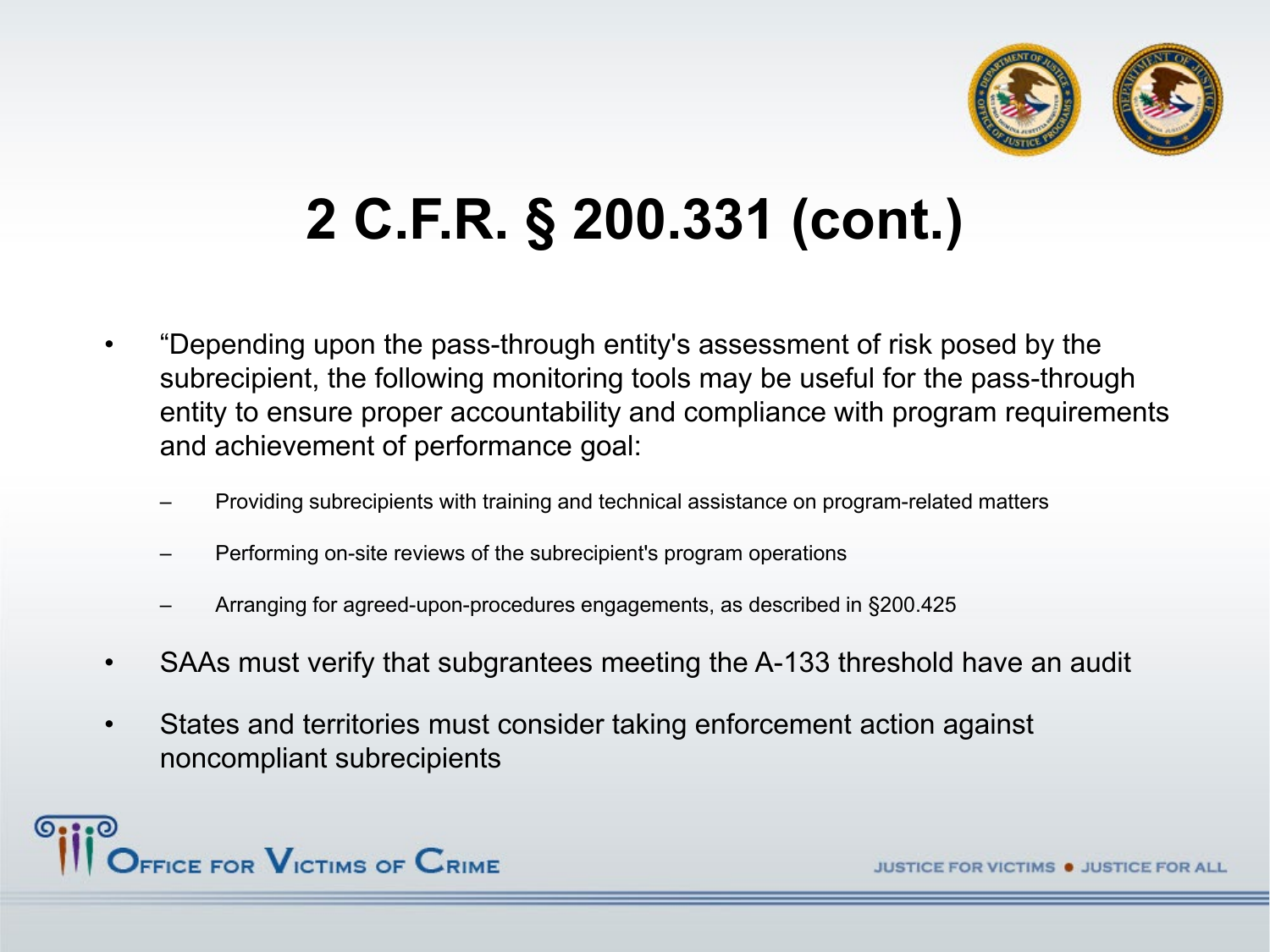# 2 C.F.R. § 200.331 (cont.)

- "Depending upon the pass-through entity's assessment of risk posed by the subrecipient, the following monitoring tools may be useful for the pass-through entity to ensure proper accountability and compliance with program requirements and achievement of performance goal:
  - Providing subrecipients with training and technical assistance on program-related matters
  - Performing on-site reviews of the subrecipient's program operations
  - Arranging for agreed-upon-procedures engagements, as described in §200.425
- SAAs must verify that subgrantees meeting the A-133 threshold have an audit
- States and territories must consider taking enforcement action against noncompliant subrecipients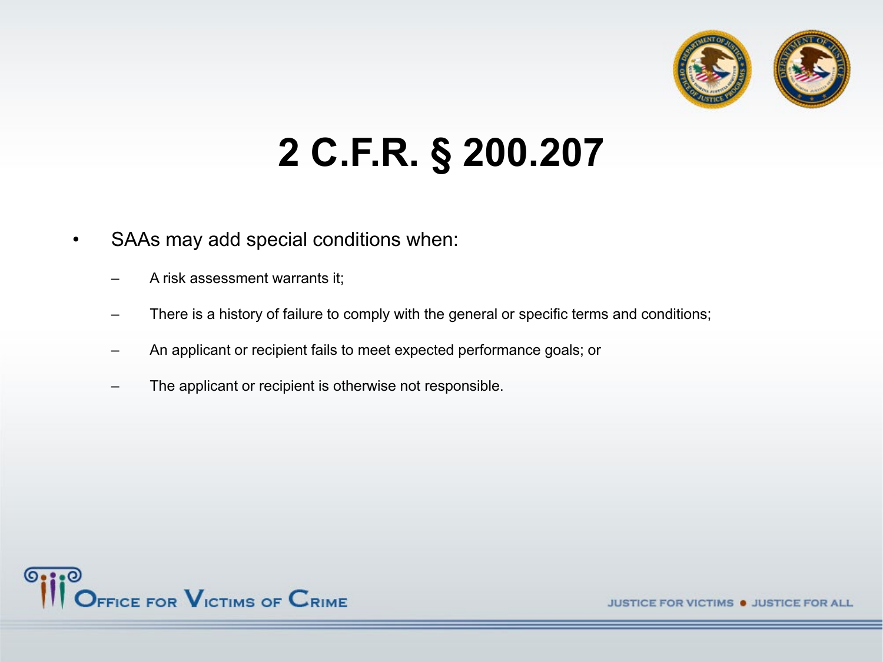# 2 C.F.R. § 200.207

- SAAs may add special conditions when:
  - A risk assessment warrants it;
  - There is a history of failure to comply with the general or specific terms and conditions;
  - An applicant or recipient fails to meet expected performance goals; or
  - The applicant or recipient is otherwise not responsible.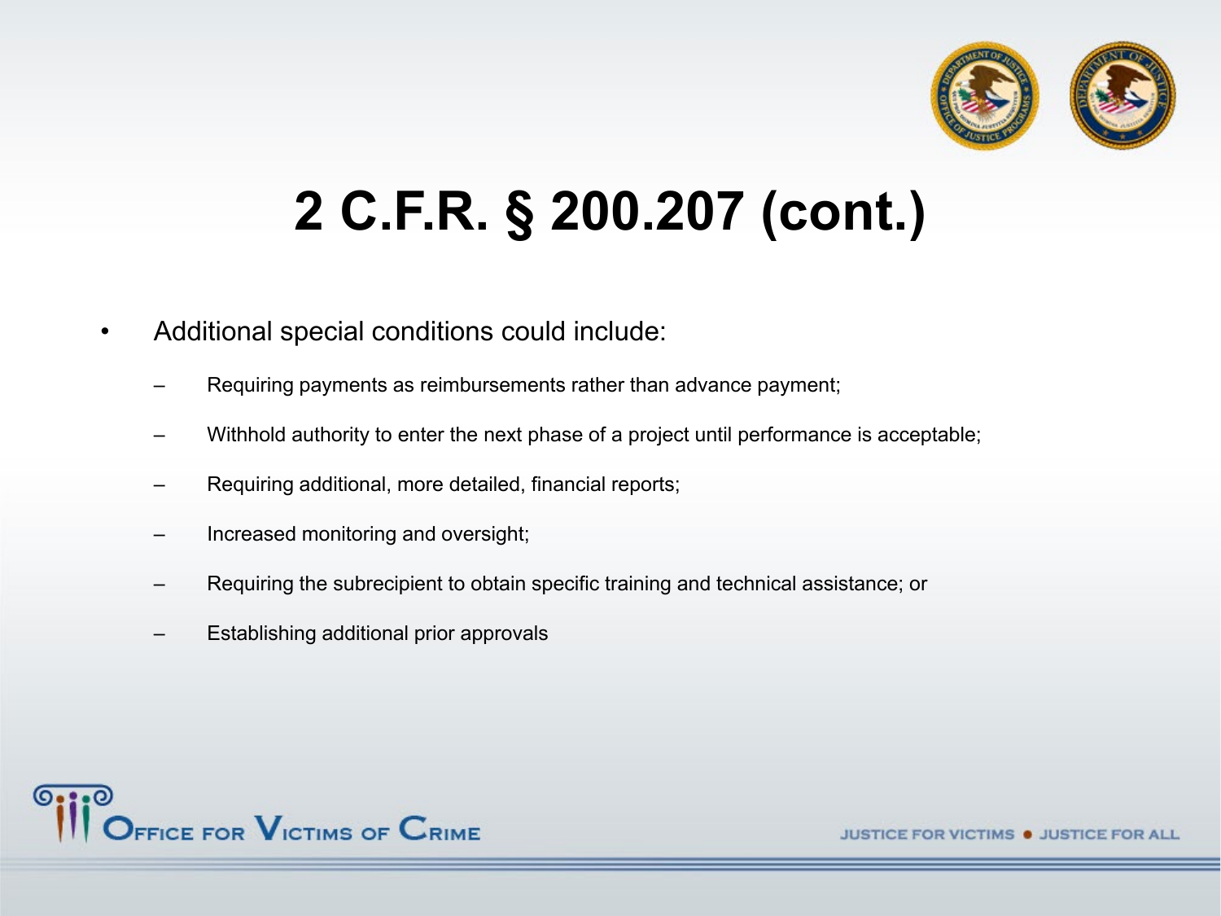# 2 C.F.R. § 200.207 (cont.)

- Additional special conditions could include:
  - Requiring payments as reimbursements rather than advance payment;
  - Withhold authority to enter the next phase of a project until performance is acceptable;
  - Requiring additional, more detailed, financial reports;
  - Increased monitoring and oversight;
  - Requiring the subrecipient to obtain specific training and technical assistance; or
  - Establishing additional prior approvals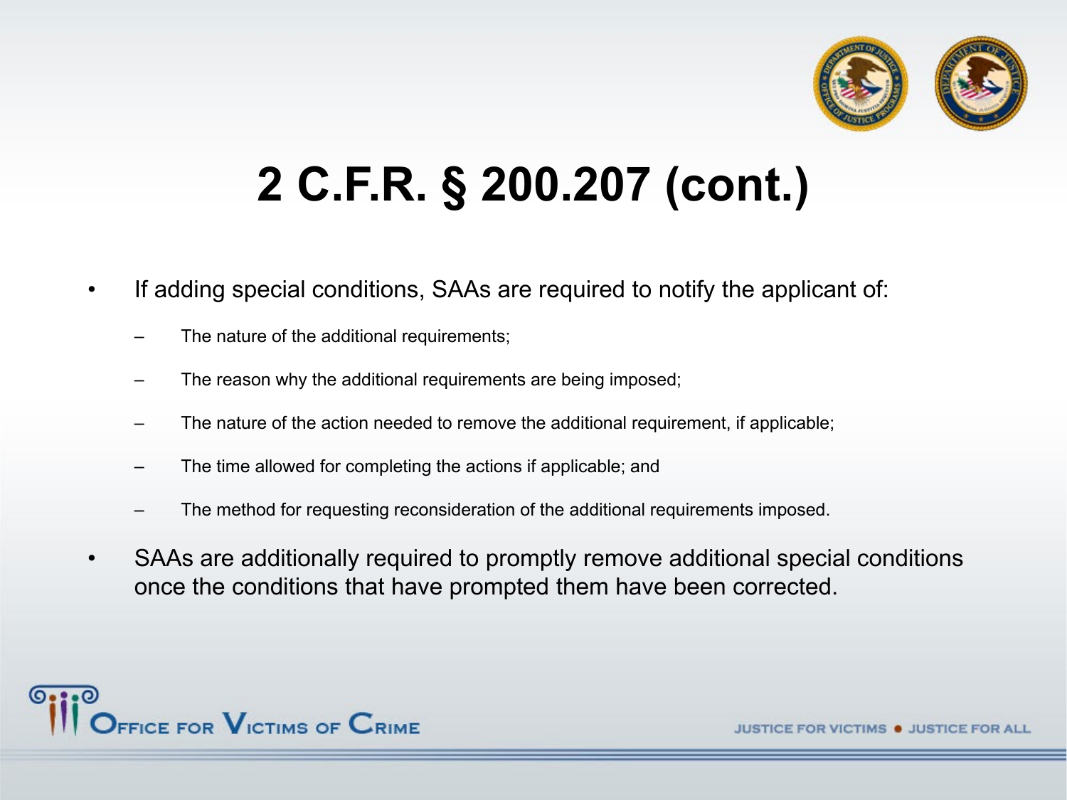# 2 C.F.R. § 200.207 (cont.)

- If adding special conditions, SAAs are required to notify the applicant of:
  - The nature of the additional requirements;
  - The reason why the additional requirements are being imposed;
  - The nature of the action needed to remove the additional requirement, if applicable;
  - The time allowed for completing the actions if applicable; and
  - The method for requesting reconsideration of the additional requirements imposed.
- SAAs are additionally required to promptly remove additional special conditions once the conditions that have prompted them have been corrected.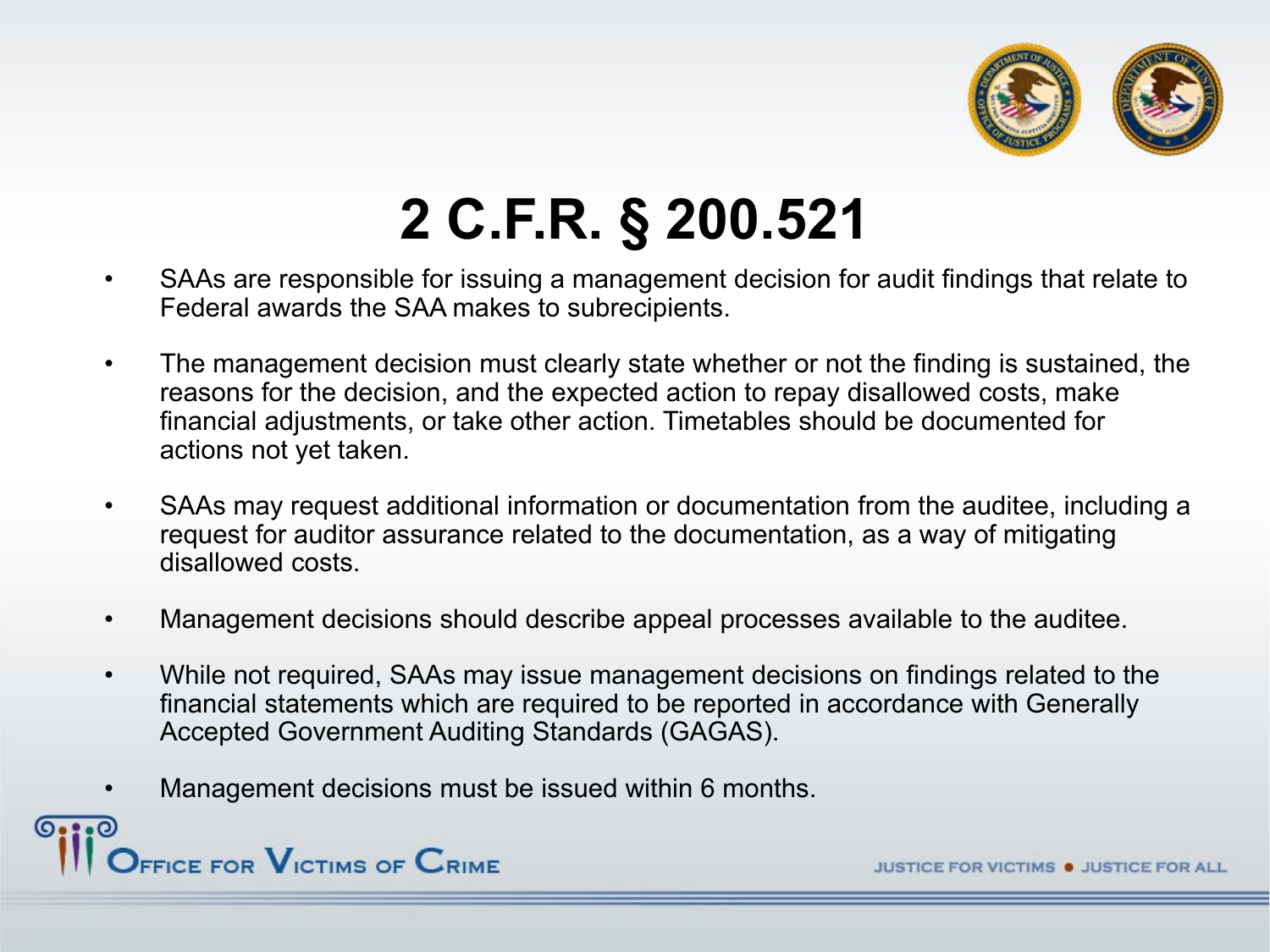# 2 C.F.R. § 200.521

- SAAs are responsible for issuing a management decision for audit findings that relate to Federal awards the SAA makes to subrecipients.
- The management decision must clearly state whether or not the finding is sustained, the reasons for the decision, and the expected action to repay disallowed costs, make financial adjustments, or take other action. Timetables should be documented for actions not yet taken.
- SAAs may request additional information or documentation from the auditee, including a request for auditor assurance related to the documentation, as a way of mitigating disallowed costs.
- Management decisions should describe appeal processes available to the auditee.
- While not required, SAAs may issue management decisions on findings related to the financial statements which are required to be reported in accordance with Generally Accepted Government Auditing Standards (GAGAS).
- Management decisions must be issued within 6 months.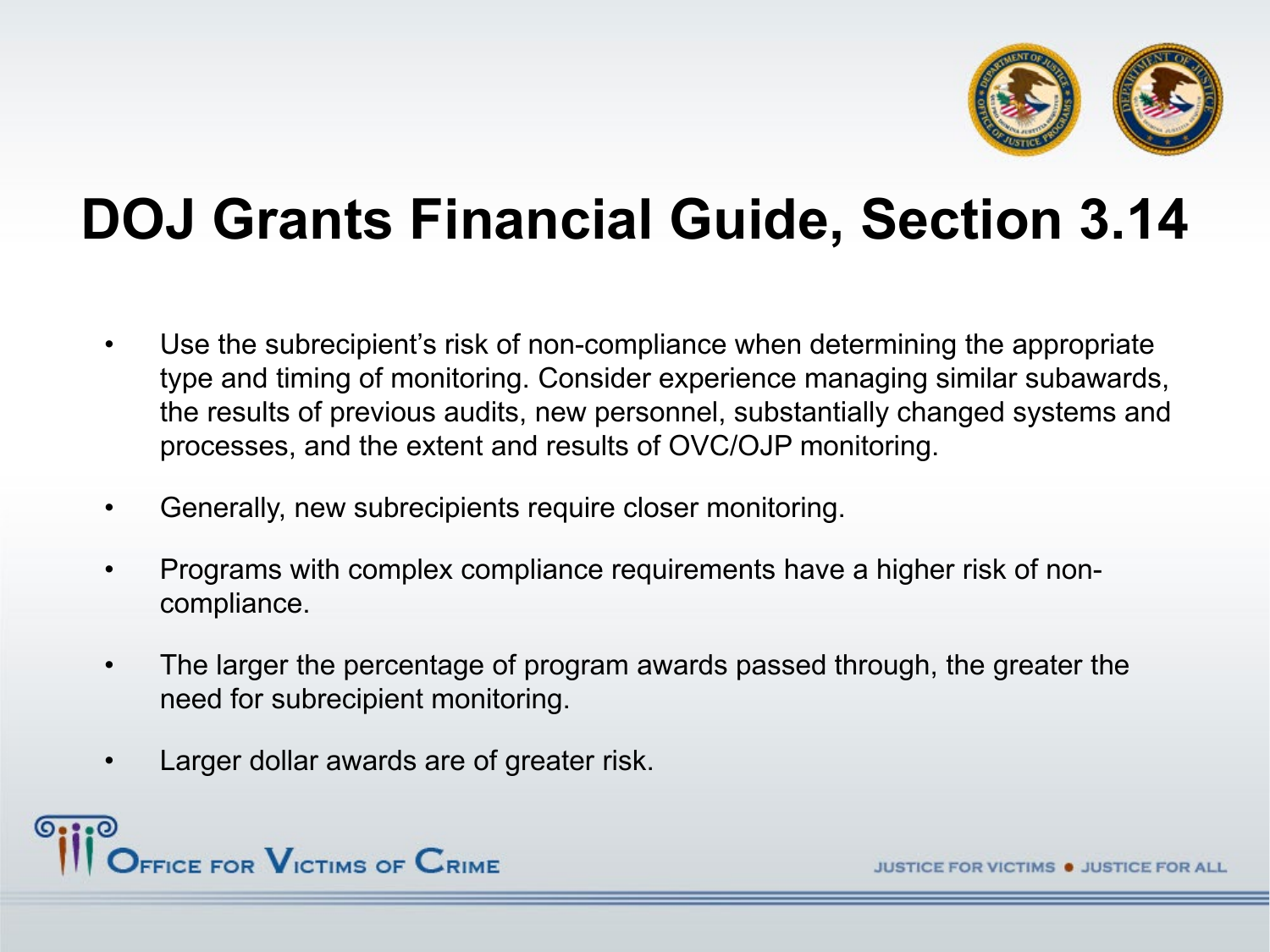# DOJ Grants Financial Guide, Section 3.14

- Use the subrecipient's risk of non-compliance when determining the appropriate type and timing of monitoring. Consider experience managing similar subawards, the results of previous audits, new personnel, substantially changed systems and processes, and the extent and results of OVC/OJP monitoring.
- Generally, new subrecipients require closer monitoring.
- Programs with complex compliance requirements have a higher risk of non-compliance.
- The larger the percentage of program awards passed through, the greater the need for subrecipient monitoring.
- Larger dollar awards are of greater risk.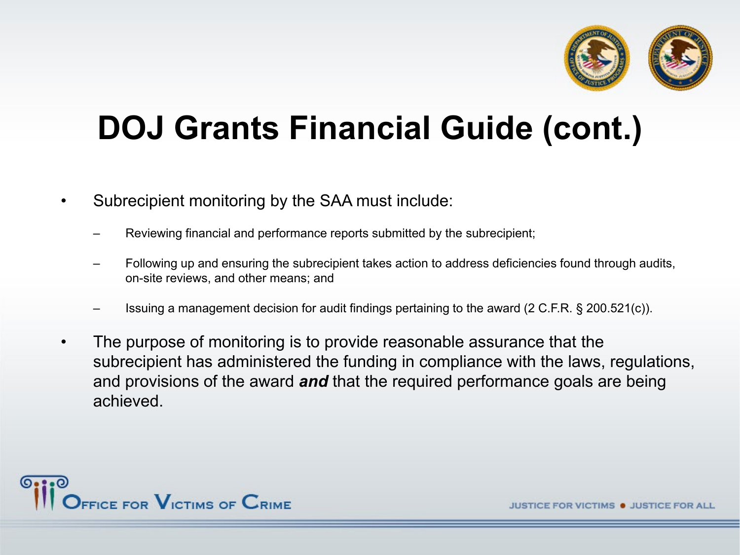# DOJ Grants Financial Guide (cont.)

- Subrecipient monitoring by the SAA must include:
  - Reviewing financial and performance reports submitted by the subrecipient;
  - Following up and ensuring the subrecipient takes action to address deficiencies found through audits, on-site reviews, and other means; and
  - Issuing a management decision for audit findings pertaining to the award (2 C.F.R. § 200.521(c)).
- The purpose of monitoring is to provide reasonable assurance that the subrecipient has administered the funding in compliance with the laws, regulations, and provisions of the award ***and*** that the required performance goals are being achieved.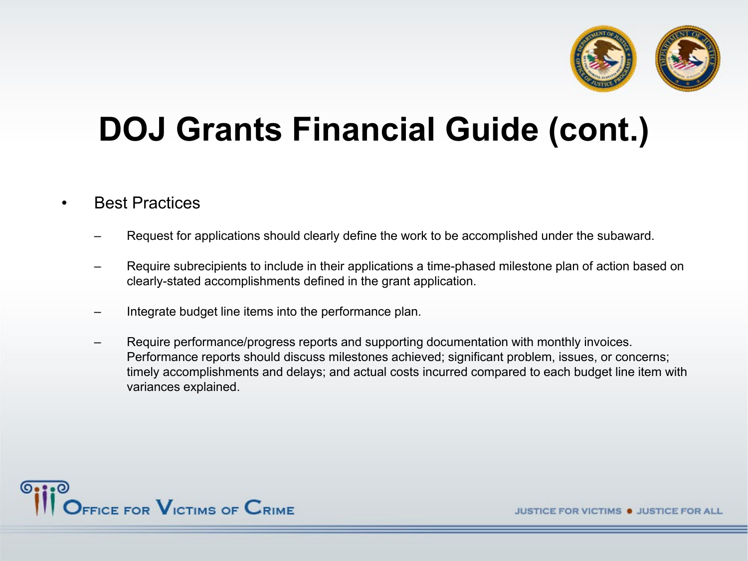# DOJ Grants Financial Guide (cont.)

- Best Practices
  - Request for applications should clearly define the work to be accomplished under the subaward.
  - Require subrecipients to include in their applications a time-phased milestone plan of action based on clearly-stated accomplishments defined in the grant application.
  - Integrate budget line items into the performance plan.
  - Require performance/progress reports and supporting documentation with monthly invoices. Performance reports should discuss milestones achieved; significant problem, issues, or concerns; timely accomplishments and delays; and actual costs incurred compared to each budget line item with variances explained.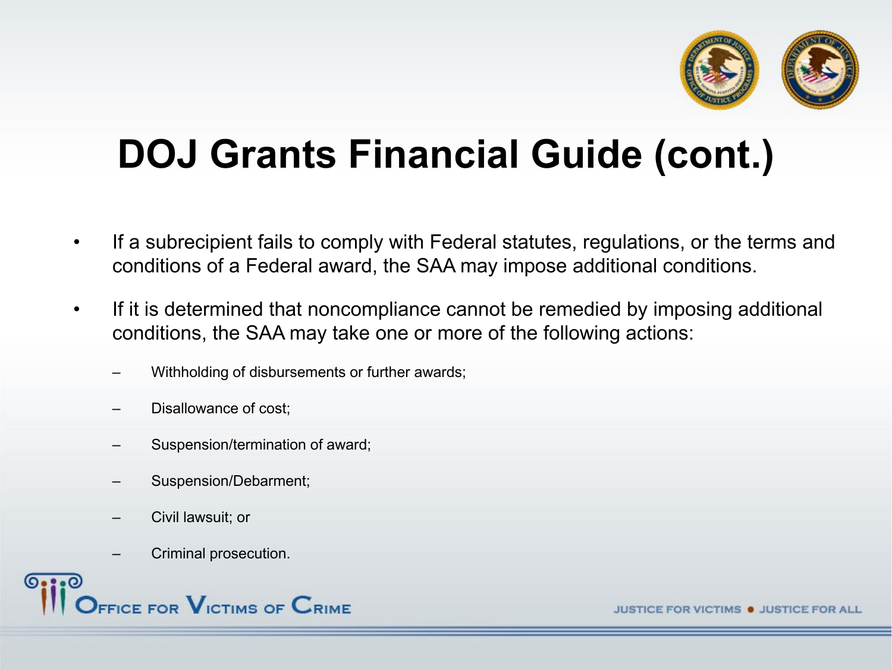# DOJ Grants Financial Guide (cont.)

- If a subrecipient fails to comply with Federal statutes, regulations, or the terms and conditions of a Federal award, the SAA may impose additional conditions.
- If it is determined that noncompliance cannot be remedied by imposing additional conditions, the SAA may take one or more of the following actions:
  - Withholding of disbursements or further awards;
  - Disallowance of cost;
  - Suspension/termination of award;
  - Suspension/Debarment;
  - Civil lawsuit; or
  - Criminal prosecution.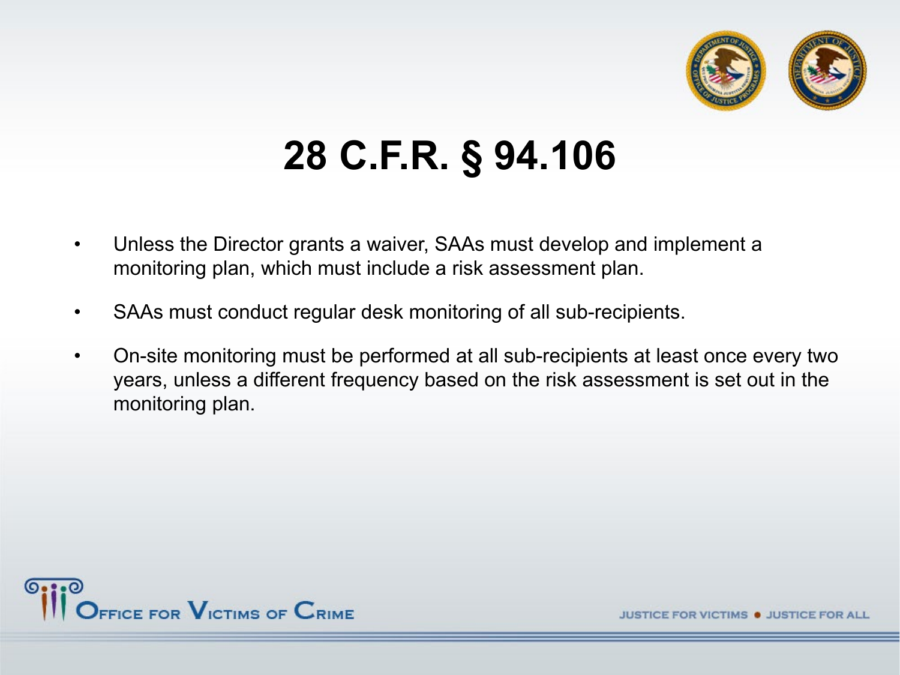# 28 C.F.R. § 94.106

- Unless the Director grants a waiver, SAAs must develop and implement a monitoring plan, which must include a risk assessment plan.
- SAAs must conduct regular desk monitoring of all sub-recipients.
- On-site monitoring must be performed at all sub-recipients at least once every two years, unless a different frequency based on the risk assessment is set out in the monitoring plan.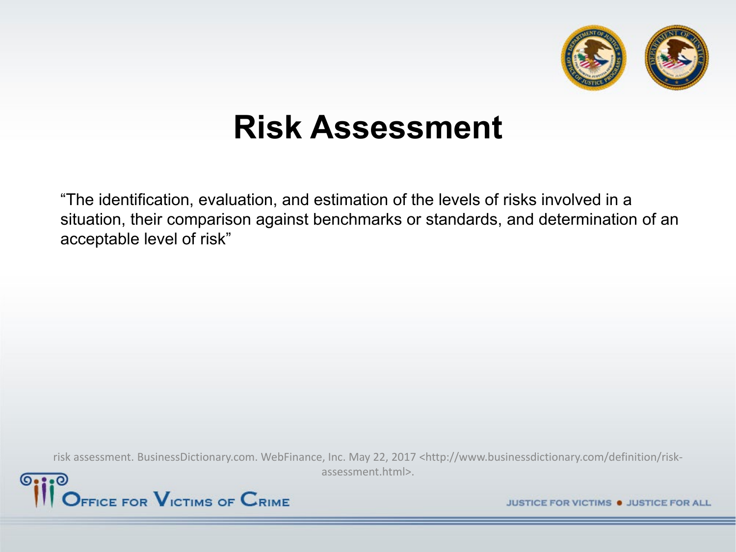# Risk Assessment

"The identification, evaluation, and estimation of the levels of risks involved in a situation, their comparison against benchmarks or standards, and determination of an acceptable level of risk"

risk assessment. BusinessDictionary.com. WebFinance, Inc. May 22, 2017 <http://www.businessdictionary.com/definition/risk-assessment.html>.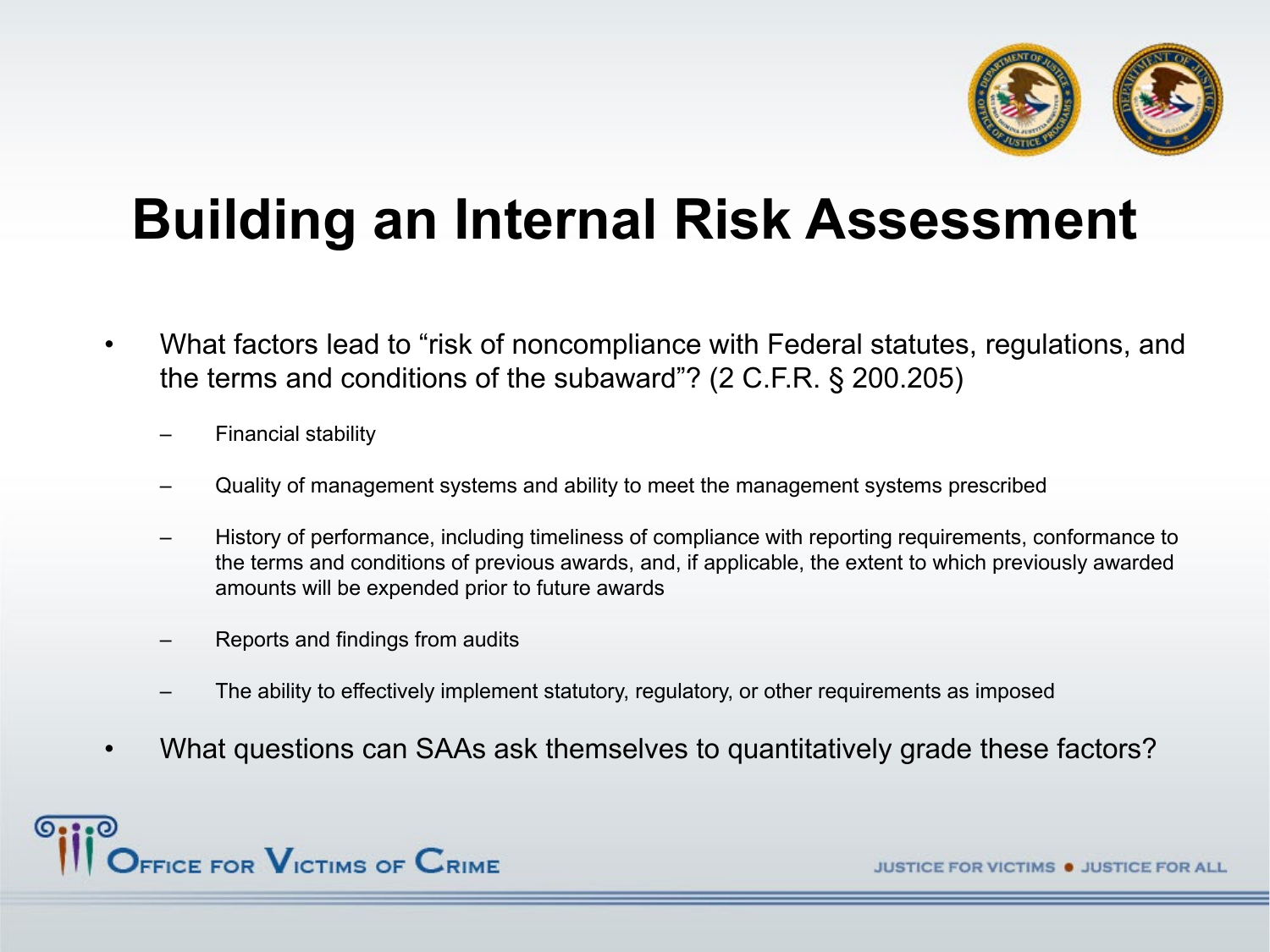# Building an Internal Risk Assessment

- What factors lead to "risk of noncompliance with Federal statutes, regulations, and the terms and conditions of the subaward"? (2 C.F.R. § 200.205)
  - Financial stability
  - Quality of management systems and ability to meet the management systems prescribed
  - History of performance, including timeliness of compliance with reporting requirements, conformance to the terms and conditions of previous awards, and, if applicable, the extent to which previously awarded amounts will be expended prior to future awards
  - Reports and findings from audits
  - The ability to effectively implement statutory, regulatory, or other requirements as imposed
- What questions can SAAs ask themselves to quantitatively grade these factors?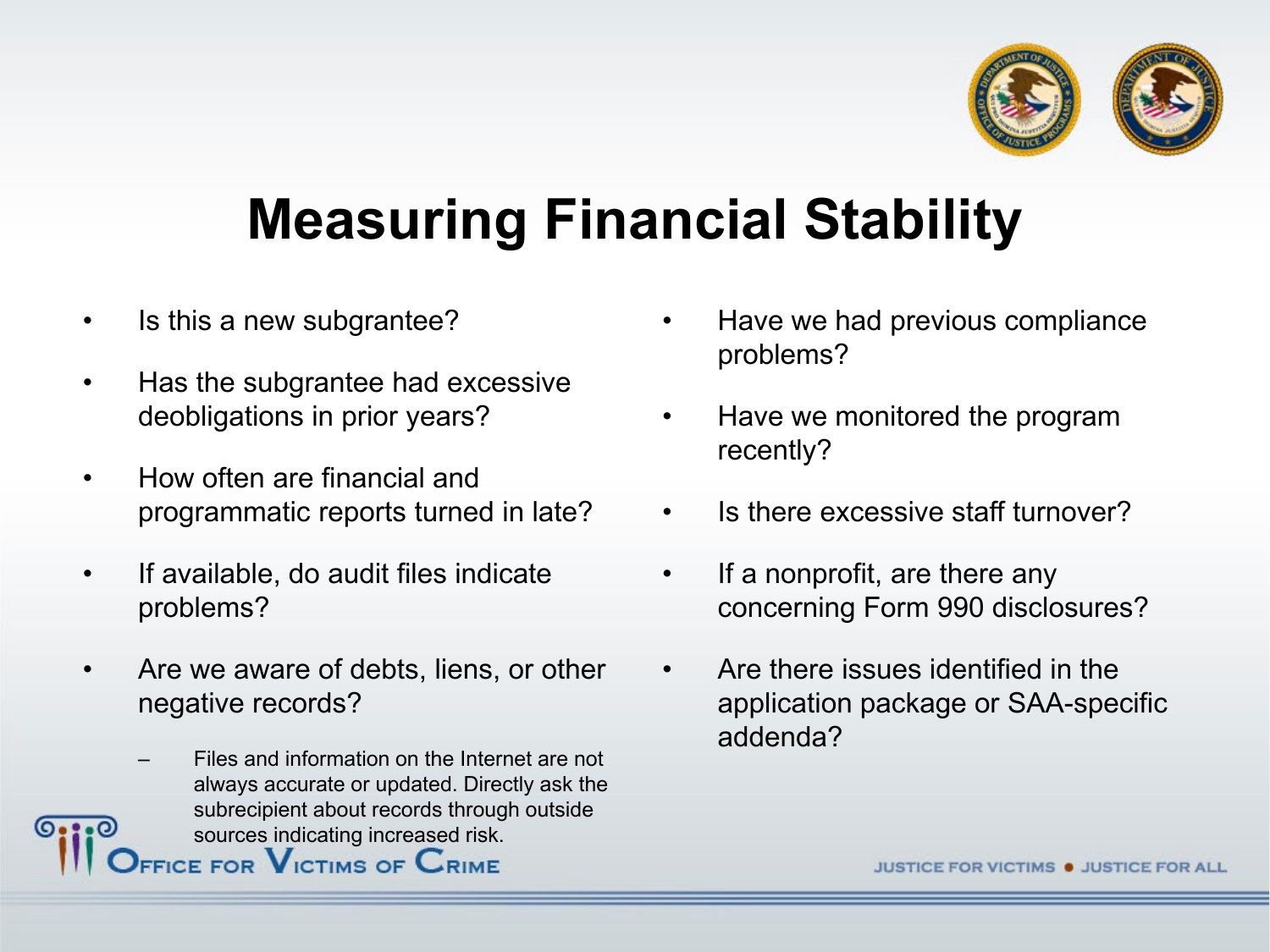# Measuring Financial Stability

- Is this a new subgrantee?
- Has the subgrantee had excessive deobligations in prior years?
- How often are financial and programmatic reports turned in late?
- If available, do audit files indicate problems?
- Are we aware of debts, liens, or other negative records?
  - Files and information on the Internet are not always accurate or updated. Directly ask the subrecipient about records through outside sources indicating increased risk.
- Have we had previous compliance problems?
- Have we monitored the program recently?
- Is there excessive staff turnover?
- If a nonprofit, are there any concerning Form 990 disclosures?
- Are there issues identified in the application package or SAA-specific addenda?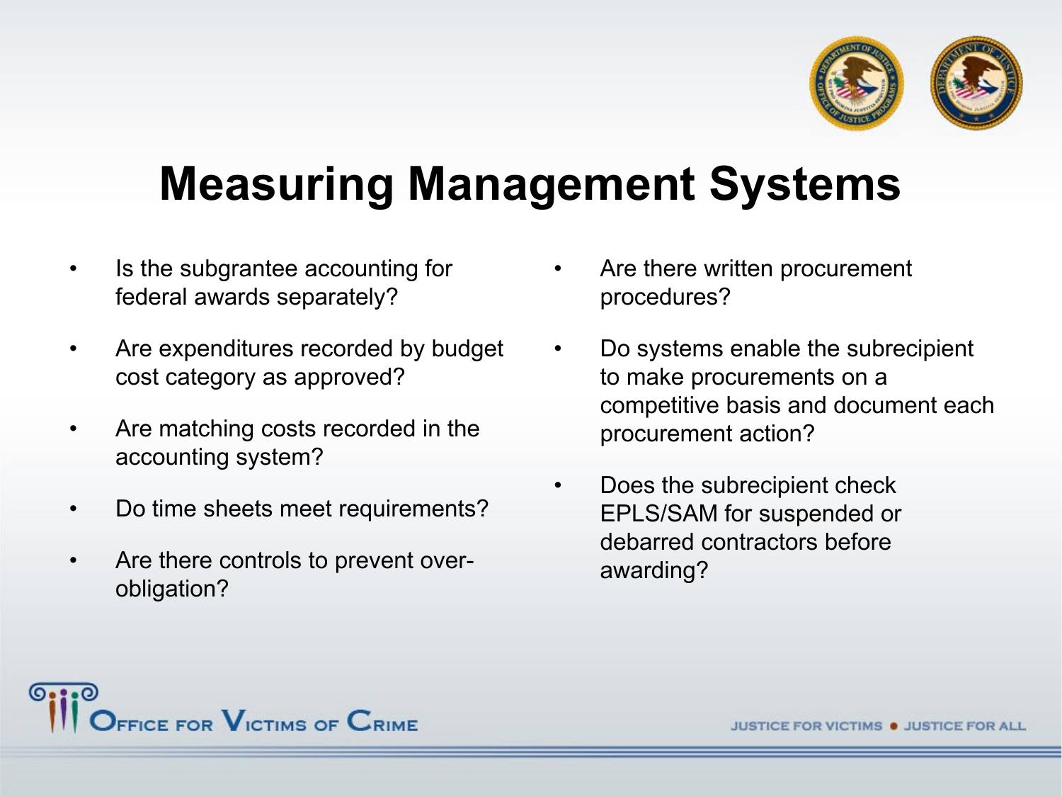# Measuring Management Systems

- Is the subgrantee accounting for federal awards separately?
- Are expenditures recorded by budget cost category as approved?
- Are matching costs recorded in the accounting system?
- Do time sheets meet requirements?
- Are there controls to prevent over-obligation?
- Are there written procurement procedures?
- Do systems enable the subrecipient to make procurements on a competitive basis and document each procurement action?
- Does the subrecipient check EPLS/SAM for suspended or debarred contractors before awarding?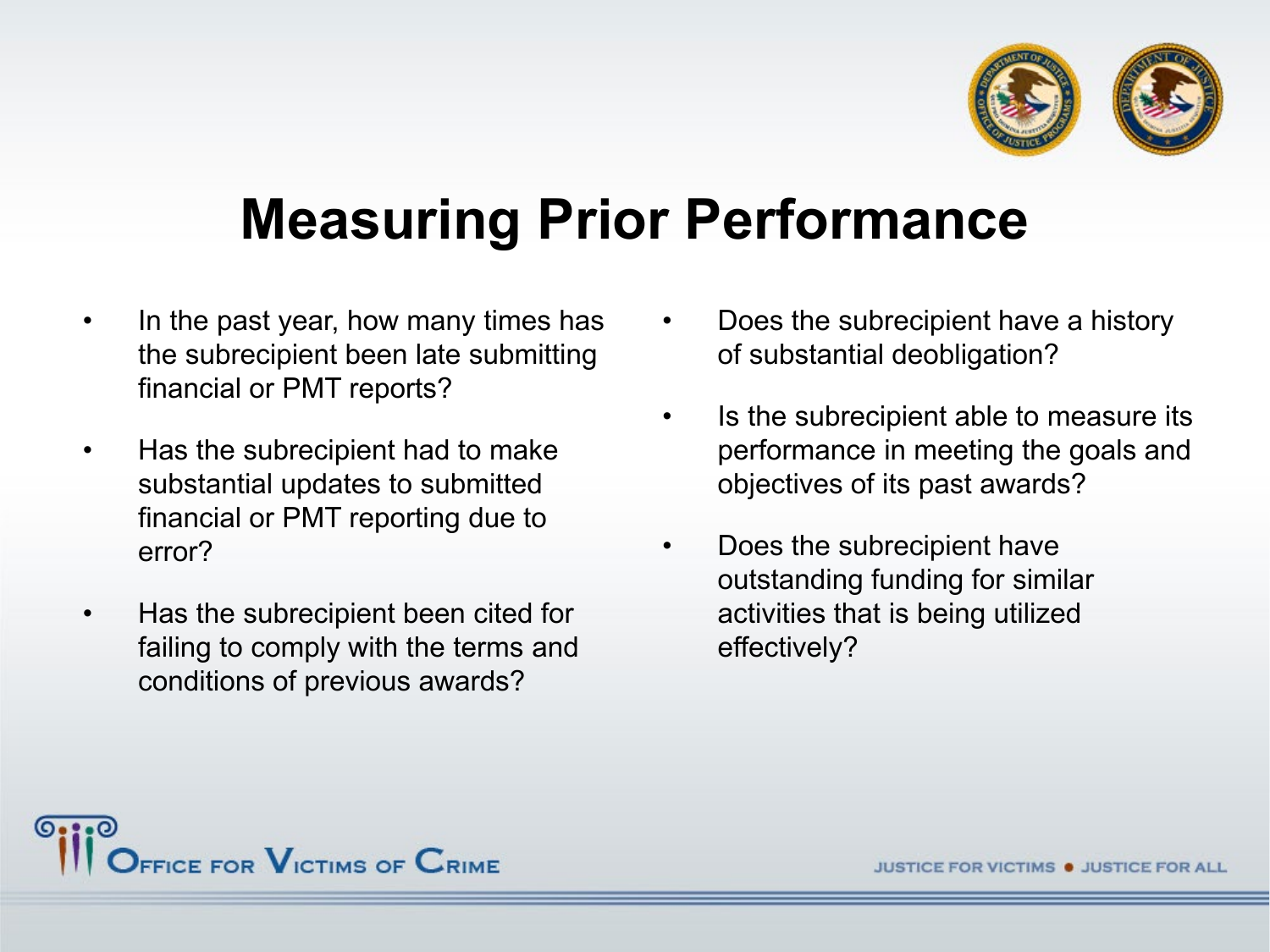# Measuring Prior Performance

- In the past year, how many times has the subrecipient been late submitting financial or PMT reports?
- Has the subrecipient had to make substantial updates to submitted financial or PMT reporting due to error?
- Has the subrecipient been cited for failing to comply with the terms and conditions of previous awards?
- Does the subrecipient have a history of substantial deobligation?
- Is the subrecipient able to measure its performance in meeting the goals and objectives of its past awards?
- Does the subrecipient have outstanding funding for similar activities that is being utilized effectively?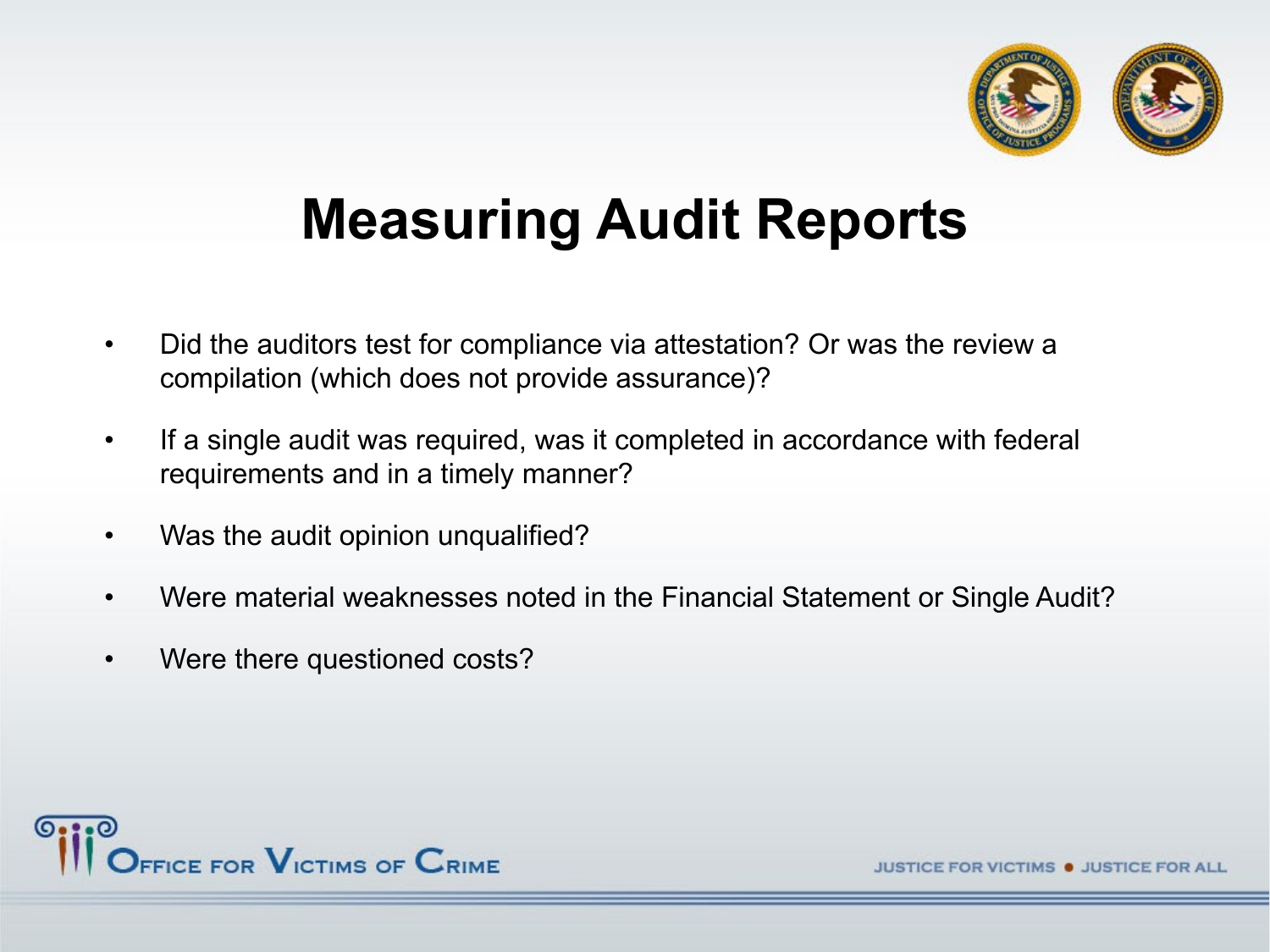# Measuring Audit Reports

- Did the auditors test for compliance via attestation? Or was the review a compilation (which does not provide assurance)?
- If a single audit was required, was it completed in accordance with federal requirements and in a timely manner?
- Was the audit opinion unqualified?
- Were material weaknesses noted in the Financial Statement or Single Audit?
- Were there questioned costs?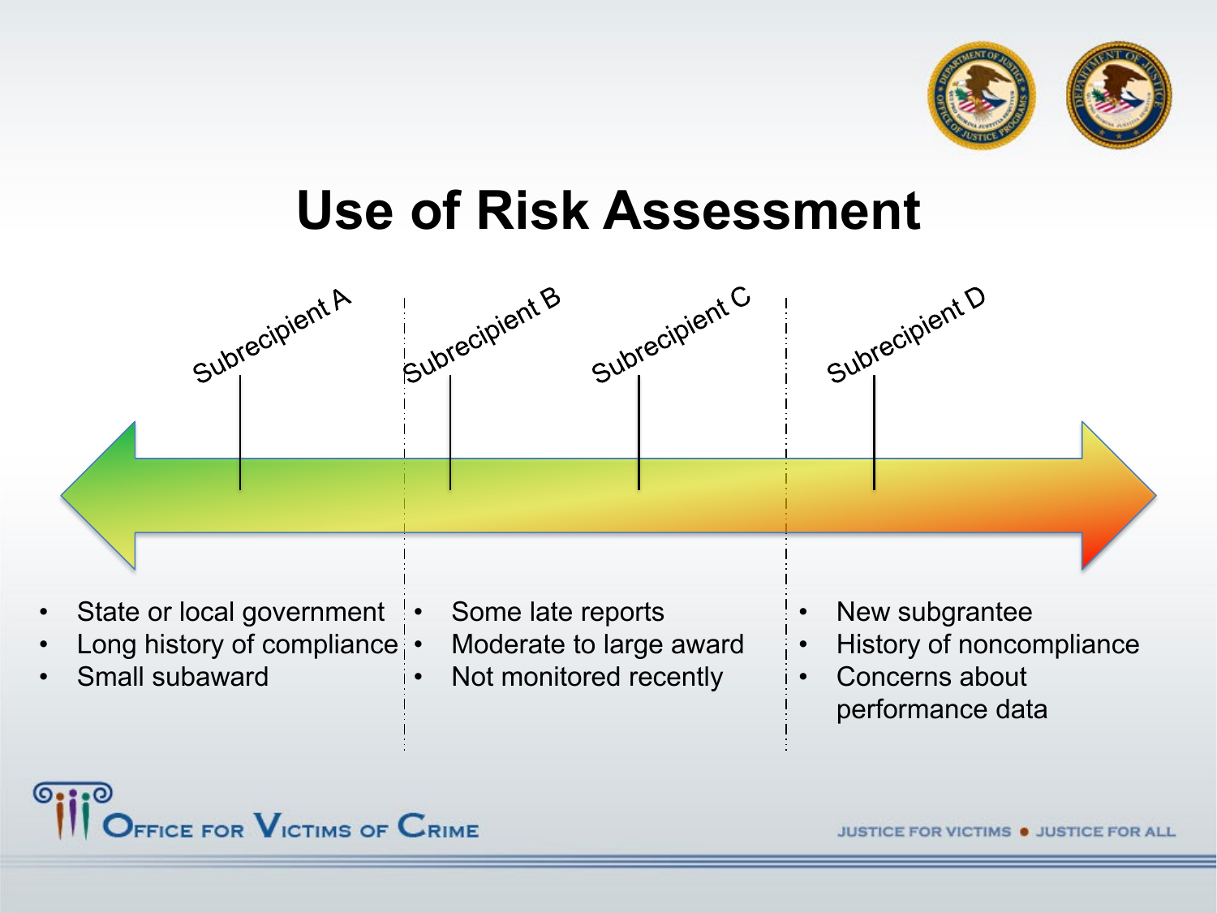# Use of Risk Assessment

Subrecipient A | Subrecipient B | Subrecipient C | Subrecipient D

- State or local government
- Long history of compliance
- Small subaward

- Some late reports
- Moderate to large award
- Not monitored recently

- New subgrantee
- History of noncompliance
- Concerns about performance data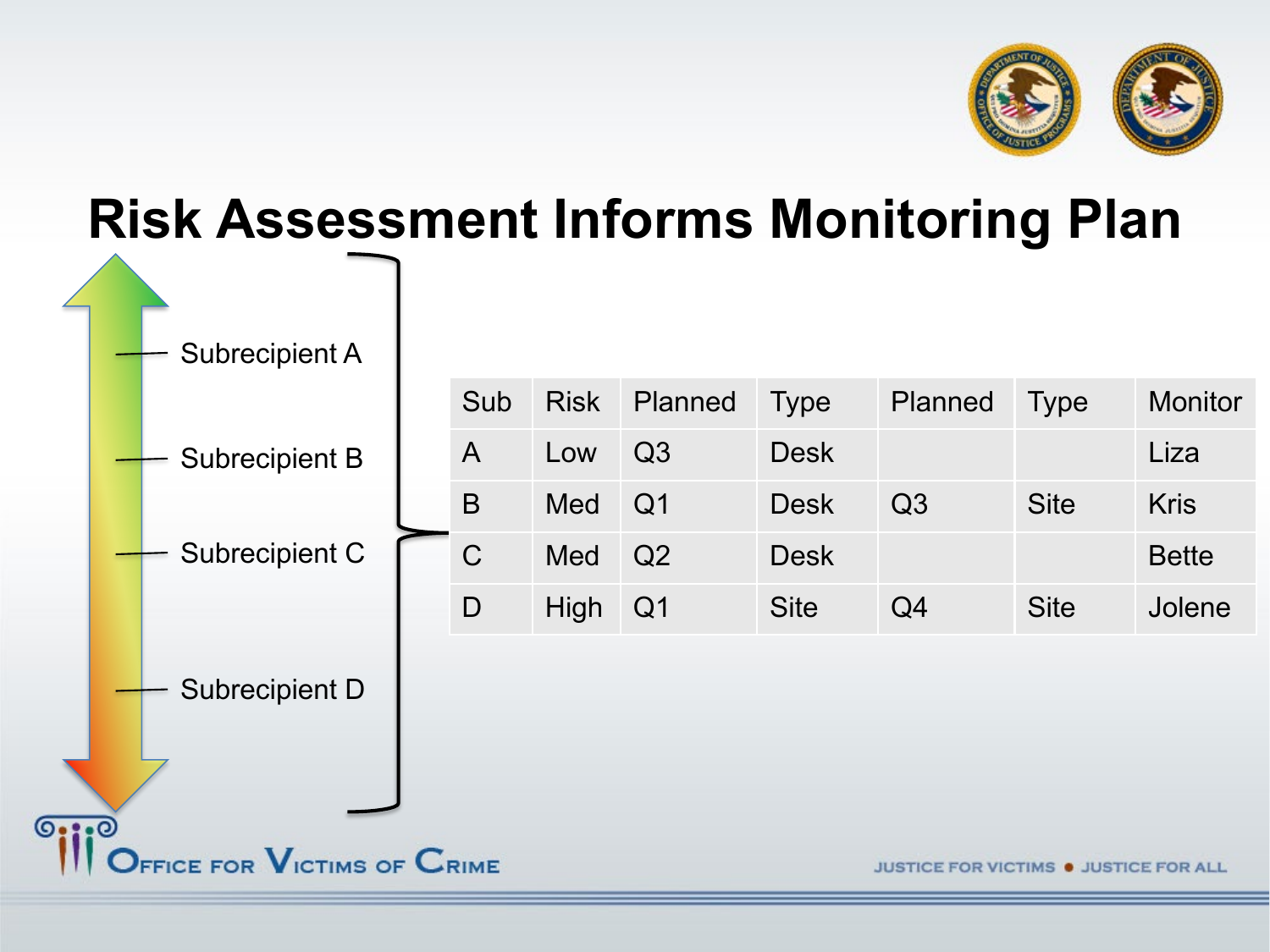# Risk Assessment Informs Monitoring Plan

- Subrecipient A
- Subrecipient B
- Subrecipient C
- Subrecipient D

| Sub | Risk | Planned | Type | Planned | Type | Monitor |
|---|---|---|---|---|---|---|
| A | Low | Q3 | Desk | | | Liza |
| B | Med | Q1 | Desk | Q3 | Site | Kris |
| C | Med | Q2 | Desk | | | Bette |
| D | High | Q1 | Site | Q4 | Site | Jolene |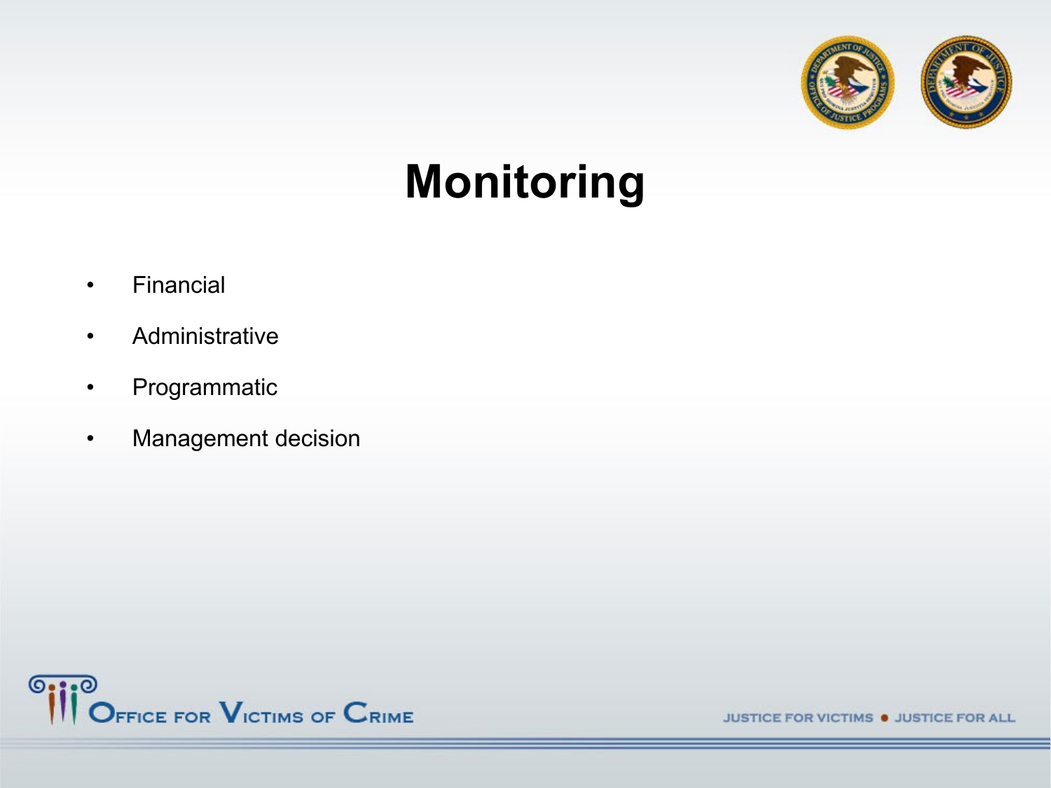# Monitoring

- Financial
- Administrative
- Programmatic
- Management decision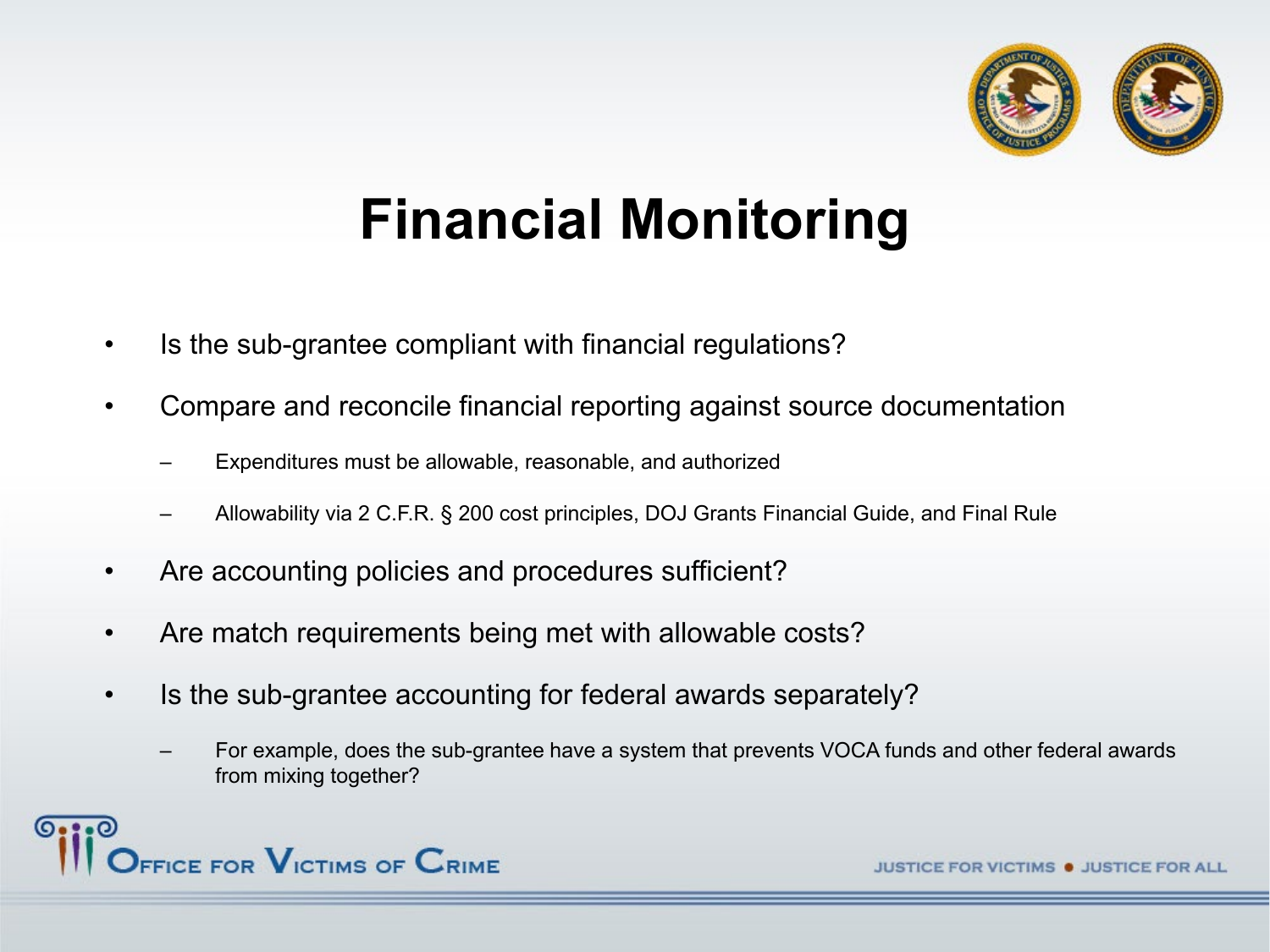# Financial Monitoring

- Is the sub-grantee compliant with financial regulations?
- Compare and reconcile financial reporting against source documentation
  - Expenditures must be allowable, reasonable, and authorized
  - Allowability via 2 C.F.R. § 200 cost principles, DOJ Grants Financial Guide, and Final Rule
- Are accounting policies and procedures sufficient?
- Are match requirements being met with allowable costs?
- Is the sub-grantee accounting for federal awards separately?
  - For example, does the sub-grantee have a system that prevents VOCA funds and other federal awards from mixing together?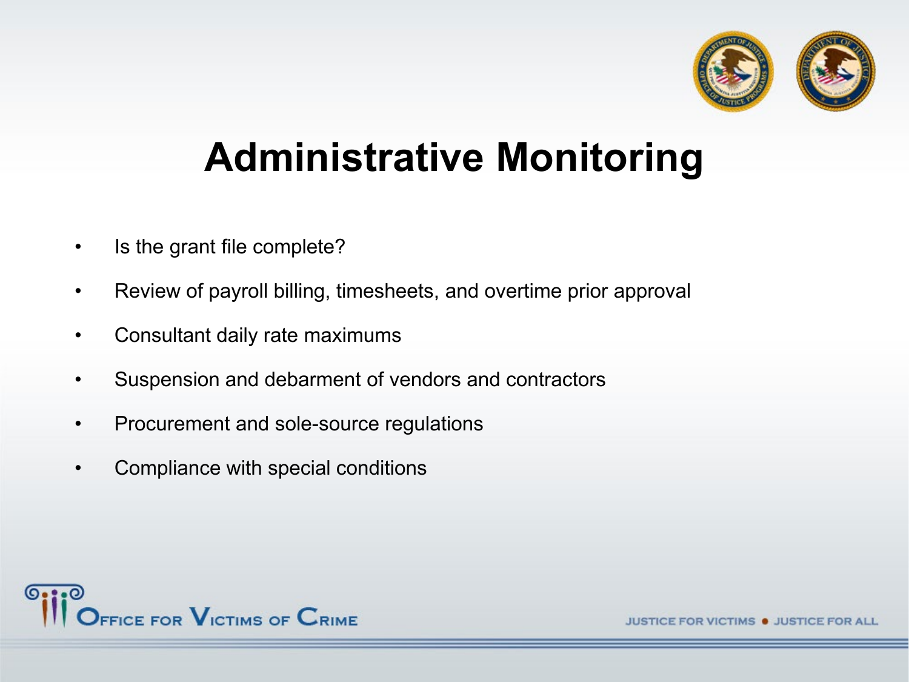# Administrative Monitoring

- Is the grant file complete?
- Review of payroll billing, timesheets, and overtime prior approval
- Consultant daily rate maximums
- Suspension and debarment of vendors and contractors
- Procurement and sole-source regulations
- Compliance with special conditions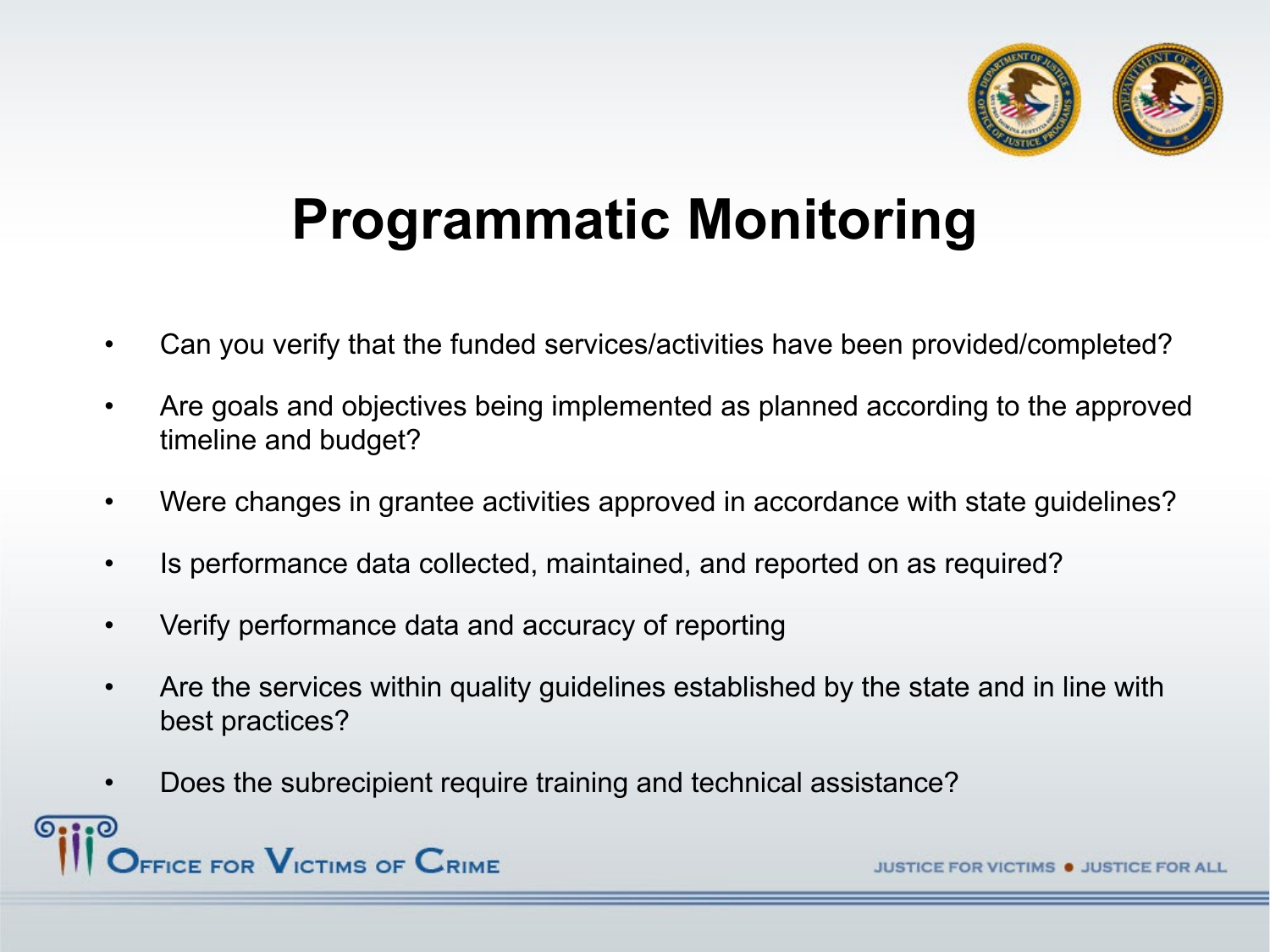# Programmatic Monitoring

- Can you verify that the funded services/activities have been provided/completed?
- Are goals and objectives being implemented as planned according to the approved timeline and budget?
- Were changes in grantee activities approved in accordance with state guidelines?
- Is performance data collected, maintained, and reported on as required?
- Verify performance data and accuracy of reporting
- Are the services within quality guidelines established by the state and in line with best practices?
- Does the subrecipient require training and technical assistance?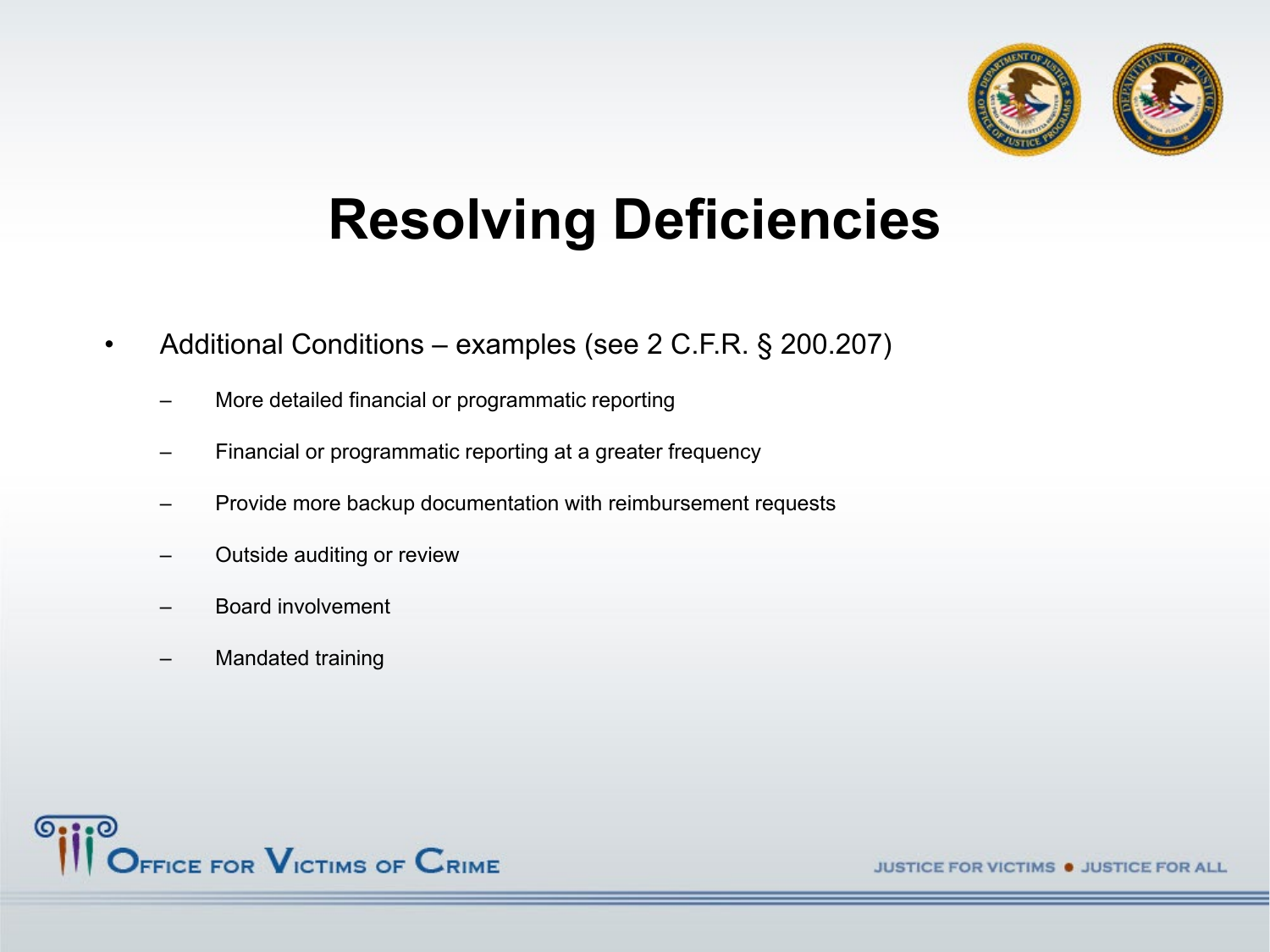# Resolving Deficiencies

- Additional Conditions – examples (see 2 C.F.R. § 200.207)
  - More detailed financial or programmatic reporting
  - Financial or programmatic reporting at a greater frequency
  - Provide more backup documentation with reimbursement requests
  - Outside auditing or review
  - Board involvement
  - Mandated training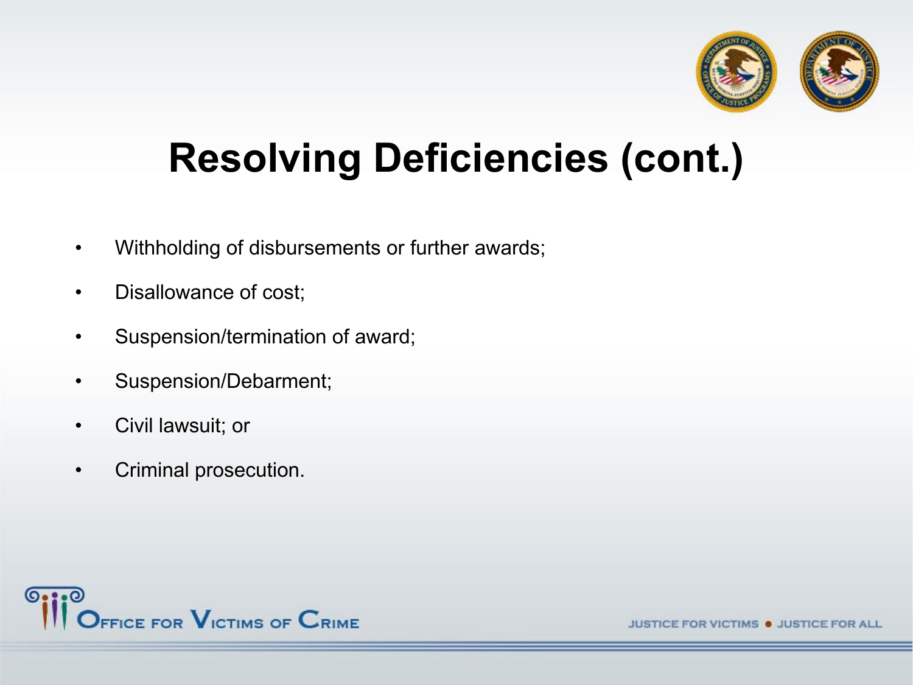# Resolving Deficiencies (cont.)

- Withholding of disbursements or further awards;
- Disallowance of cost;
- Suspension/termination of award;
- Suspension/Debarment;
- Civil lawsuit; or
- Criminal prosecution.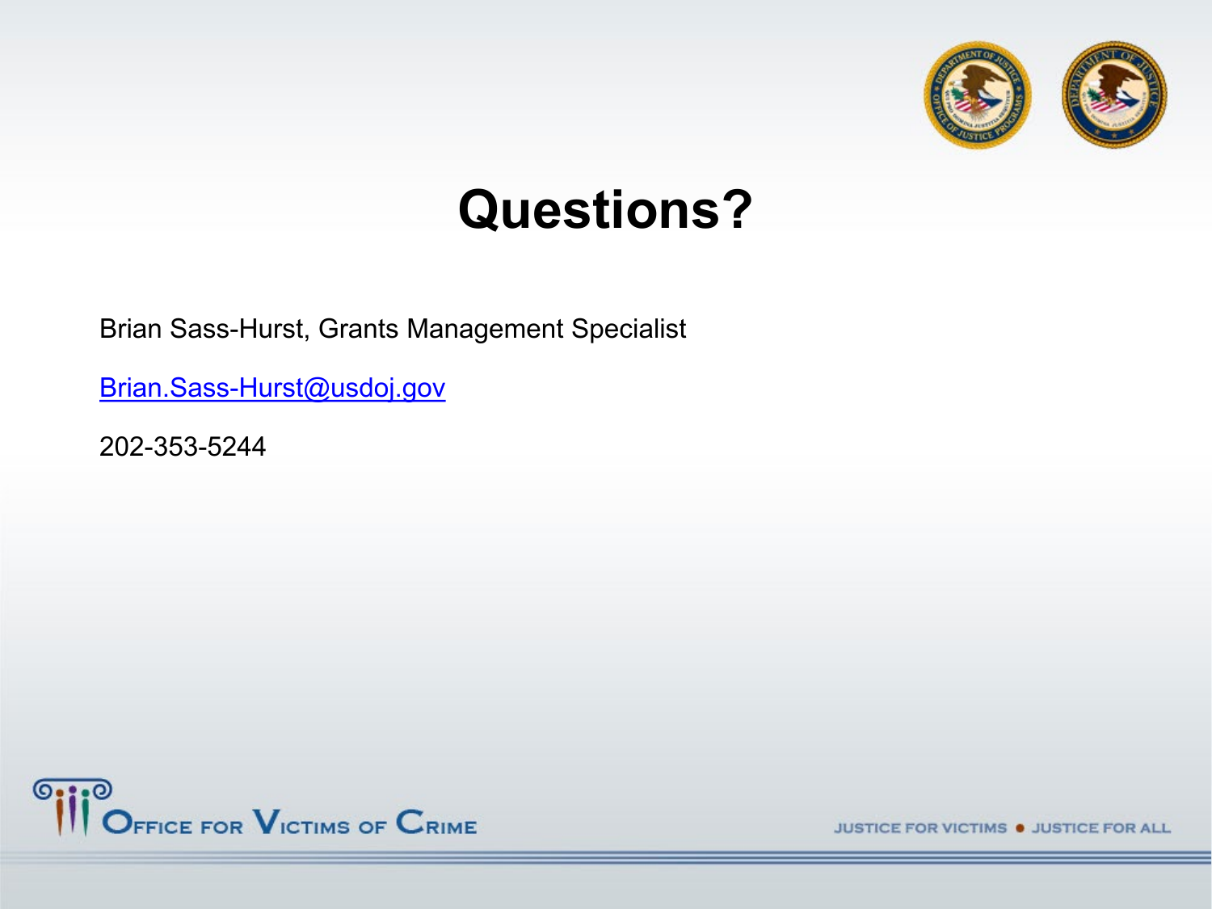# Questions?

Brian Sass-Hurst, Grants Management Specialist

Brian.Sass-Hurst@usdoj.gov

202-353-5244